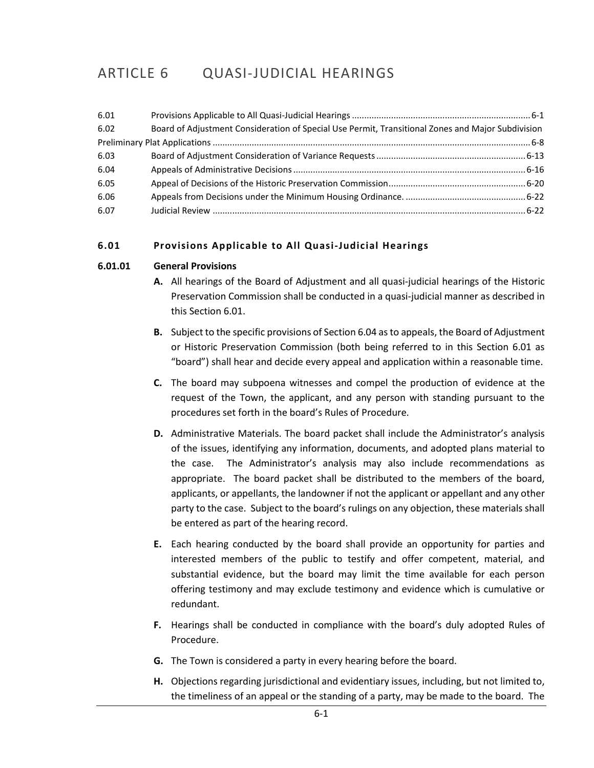# ARTICLE 6 QUASI-JUDICIAL HEARINGS

| | | |
|---|---|---|
| 6.01 | Provisions Applicable to All Quasi-Judicial Hearings | 6-1 |
| 6.02 | Board of Adjustment Consideration of Special Use Permit, Transitional Zones and Major Subdivision Preliminary Plat Applications | 6-8 |
| 6.03 | Board of Adjustment Consideration of Variance Requests | 6-13 |
| 6.04 | Appeals of Administrative Decisions | 6-16 |
| 6.05 | Appeal of Decisions of the Historic Preservation Commission | 6-20 |
| 6.06 | Appeals from Decisions under the Minimum Housing Ordinance. | 6-22 |
| 6.07 | Judicial Review | 6-22 |

## 6.01 Provisions Applicable to All Quasi-Judicial Hearings

### 6.01.01 General Provisions

**A.** All hearings of the Board of Adjustment and all quasi-judicial hearings of the Historic Preservation Commission shall be conducted in a quasi-judicial manner as described in this Section 6.01.

**B.** Subject to the specific provisions of Section 6.04 as to appeals, the Board of Adjustment or Historic Preservation Commission (both being referred to in this Section 6.01 as "board") shall hear and decide every appeal and application within a reasonable time.

**C.** The board may subpoena witnesses and compel the production of evidence at the request of the Town, the applicant, and any person with standing pursuant to the procedures set forth in the board's Rules of Procedure.

**D.** Administrative Materials. The board packet shall include the Administrator's analysis of the issues, identifying any information, documents, and adopted plans material to the case. The Administrator's analysis may also include recommendations as appropriate. The board packet shall be distributed to the members of the board, applicants, or appellants, the landowner if not the applicant or appellant and any other party to the case. Subject to the board's rulings on any objection, these materials shall be entered as part of the hearing record.

**E.** Each hearing conducted by the board shall provide an opportunity for parties and interested members of the public to testify and offer competent, material, and substantial evidence, but the board may limit the time available for each person offering testimony and may exclude testimony and evidence which is cumulative or redundant.

**F.** Hearings shall be conducted in compliance with the board's duly adopted Rules of Procedure.

**G.** The Town is considered a party in every hearing before the board.

**H.** Objections regarding jurisdictional and evidentiary issues, including, but not limited to, the timeliness of an appeal or the standing of a party, may be made to the board. The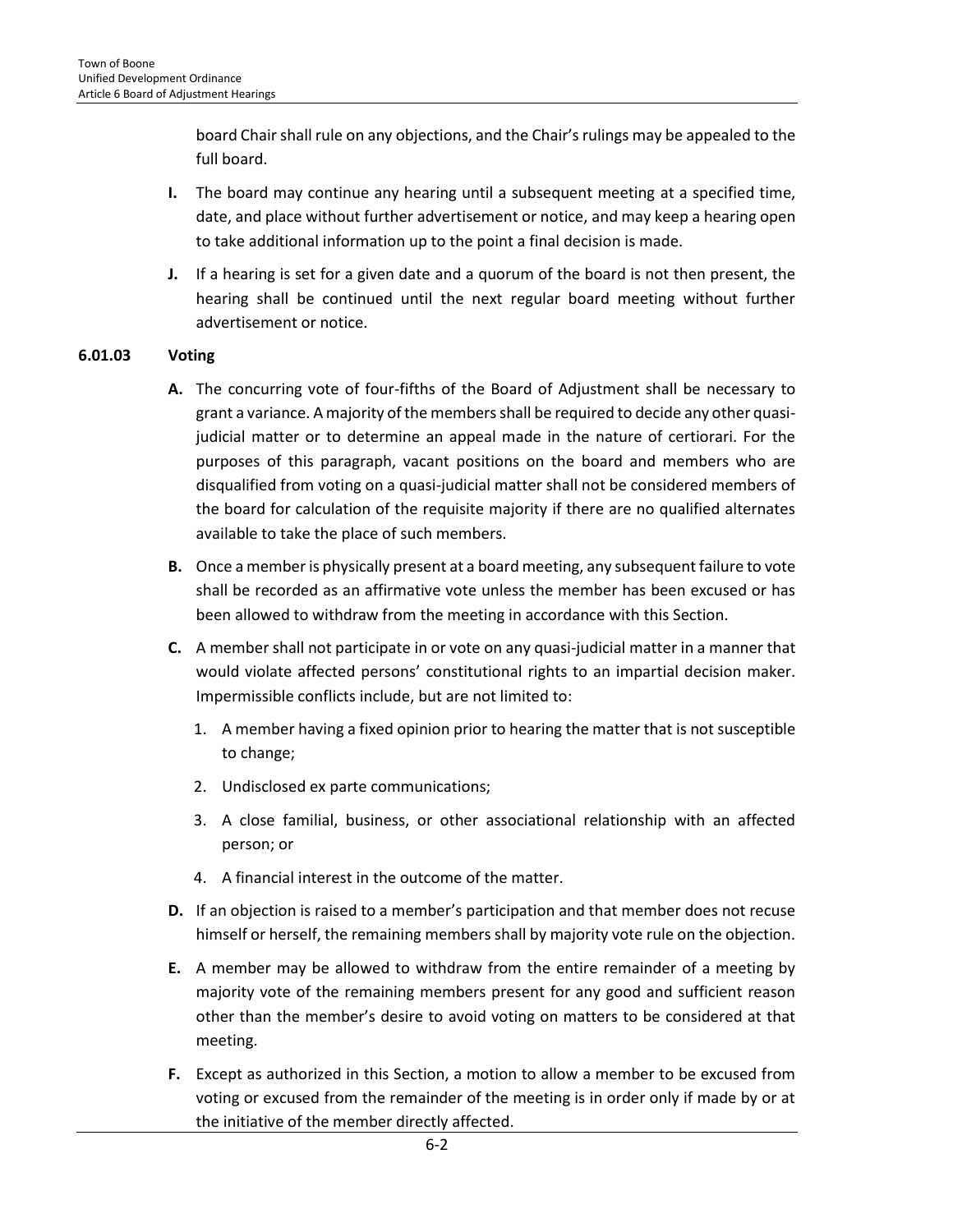board Chair shall rule on any objections, and the Chair's rulings may be appealed to the full board.

**I.** The board may continue any hearing until a subsequent meeting at a specified time, date, and place without further advertisement or notice, and may keep a hearing open to take additional information up to the point a final decision is made.

**J.** If a hearing is set for a given date and a quorum of the board is not then present, the hearing shall be continued until the next regular board meeting without further advertisement or notice.

### 6.01.03 Voting

**A.** The concurring vote of four-fifths of the Board of Adjustment shall be necessary to grant a variance. A majority of the members shall be required to decide any other quasi-judicial matter or to determine an appeal made in the nature of certiorari. For the purposes of this paragraph, vacant positions on the board and members who are disqualified from voting on a quasi-judicial matter shall not be considered members of the board for calculation of the requisite majority if there are no qualified alternates available to take the place of such members.

**B.** Once a member is physically present at a board meeting, any subsequent failure to vote shall be recorded as an affirmative vote unless the member has been excused or has been allowed to withdraw from the meeting in accordance with this Section.

**C.** A member shall not participate in or vote on any quasi-judicial matter in a manner that would violate affected persons' constitutional rights to an impartial decision maker. Impermissible conflicts include, but are not limited to:

1. A member having a fixed opinion prior to hearing the matter that is not susceptible to change;
2. Undisclosed ex parte communications;
3. A close familial, business, or other associational relationship with an affected person; or
4. A financial interest in the outcome of the matter.

**D.** If an objection is raised to a member's participation and that member does not recuse himself or herself, the remaining members shall by majority vote rule on the objection.

**E.** A member may be allowed to withdraw from the entire remainder of a meeting by majority vote of the remaining members present for any good and sufficient reason other than the member's desire to avoid voting on matters to be considered at that meeting.

**F.** Except as authorized in this Section, a motion to allow a member to be excused from voting or excused from the remainder of the meeting is in order only if made by or at the initiative of the member directly affected.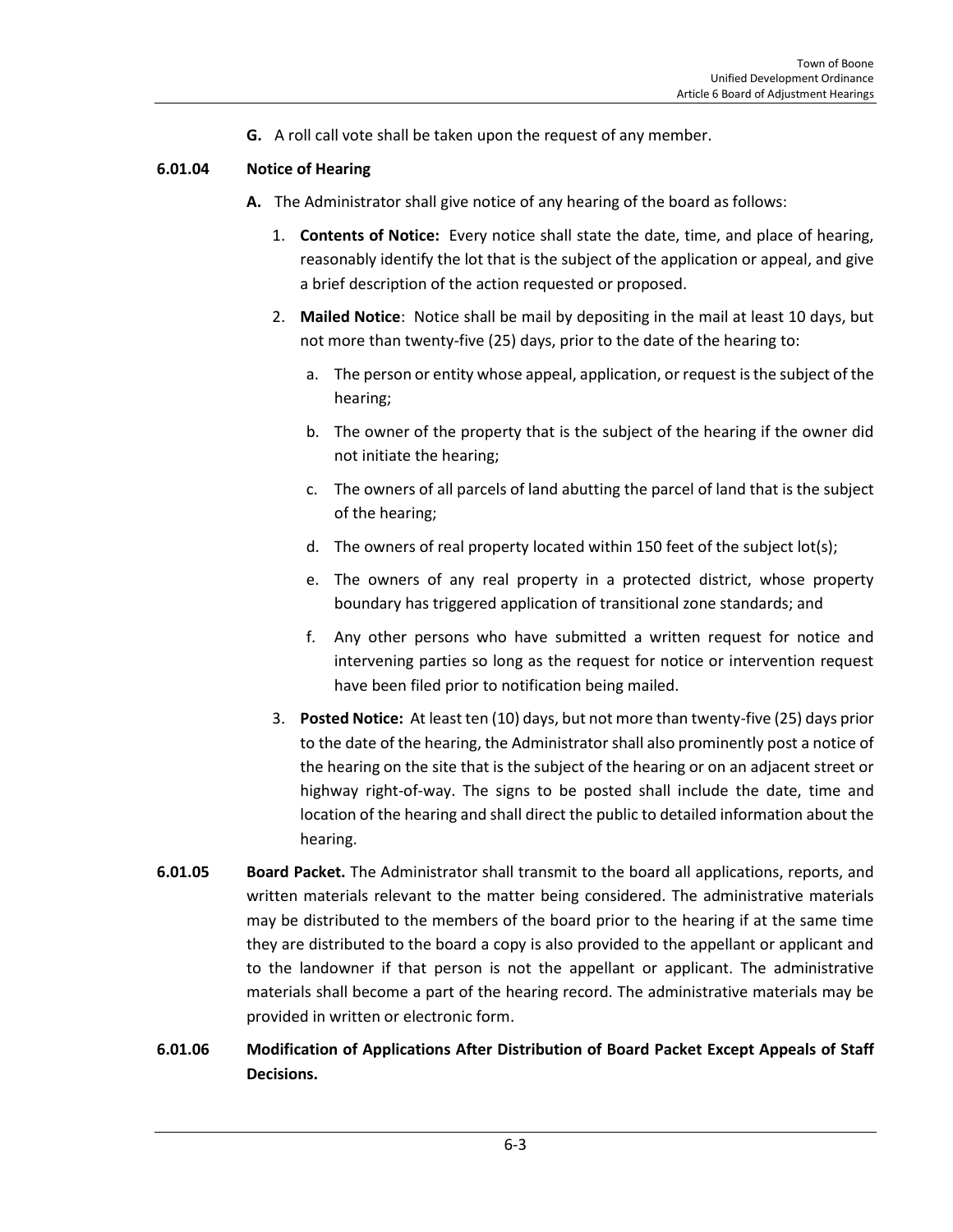**G.** A roll call vote shall be taken upon the request of any member.

### 6.01.04 Notice of Hearing

**A.** The Administrator shall give notice of any hearing of the board as follows:

1. **Contents of Notice:** Every notice shall state the date, time, and place of hearing, reasonably identify the lot that is the subject of the application or appeal, and give a brief description of the action requested or proposed.

2. **Mailed Notice**: Notice shall be mail by depositing in the mail at least 10 days, but not more than twenty-five (25) days, prior to the date of the hearing to:

   a. The person or entity whose appeal, application, or request is the subject of the hearing;

   b. The owner of the property that is the subject of the hearing if the owner did not initiate the hearing;

   c. The owners of all parcels of land abutting the parcel of land that is the subject of the hearing;

   d. The owners of real property located within 150 feet of the subject lot(s);

   e. The owners of any real property in a protected district, whose property boundary has triggered application of transitional zone standards; and

   f. Any other persons who have submitted a written request for notice and intervening parties so long as the request for notice or intervention request have been filed prior to notification being mailed.

3. **Posted Notice:** At least ten (10) days, but not more than twenty-five (25) days prior to the date of the hearing, the Administrator shall also prominently post a notice of the hearing on the site that is the subject of the hearing or on an adjacent street or highway right-of-way. The signs to be posted shall include the date, time and location of the hearing and shall direct the public to detailed information about the hearing.

**6.01.05 Board Packet.** The Administrator shall transmit to the board all applications, reports, and written materials relevant to the matter being considered. The administrative materials may be distributed to the members of the board prior to the hearing if at the same time they are distributed to the board a copy is also provided to the appellant or applicant and to the landowner if that person is not the appellant or applicant. The administrative materials shall become a part of the hearing record. The administrative materials may be provided in written or electronic form.

### 6.01.06 Modification of Applications After Distribution of Board Packet Except Appeals of Staff Decisions.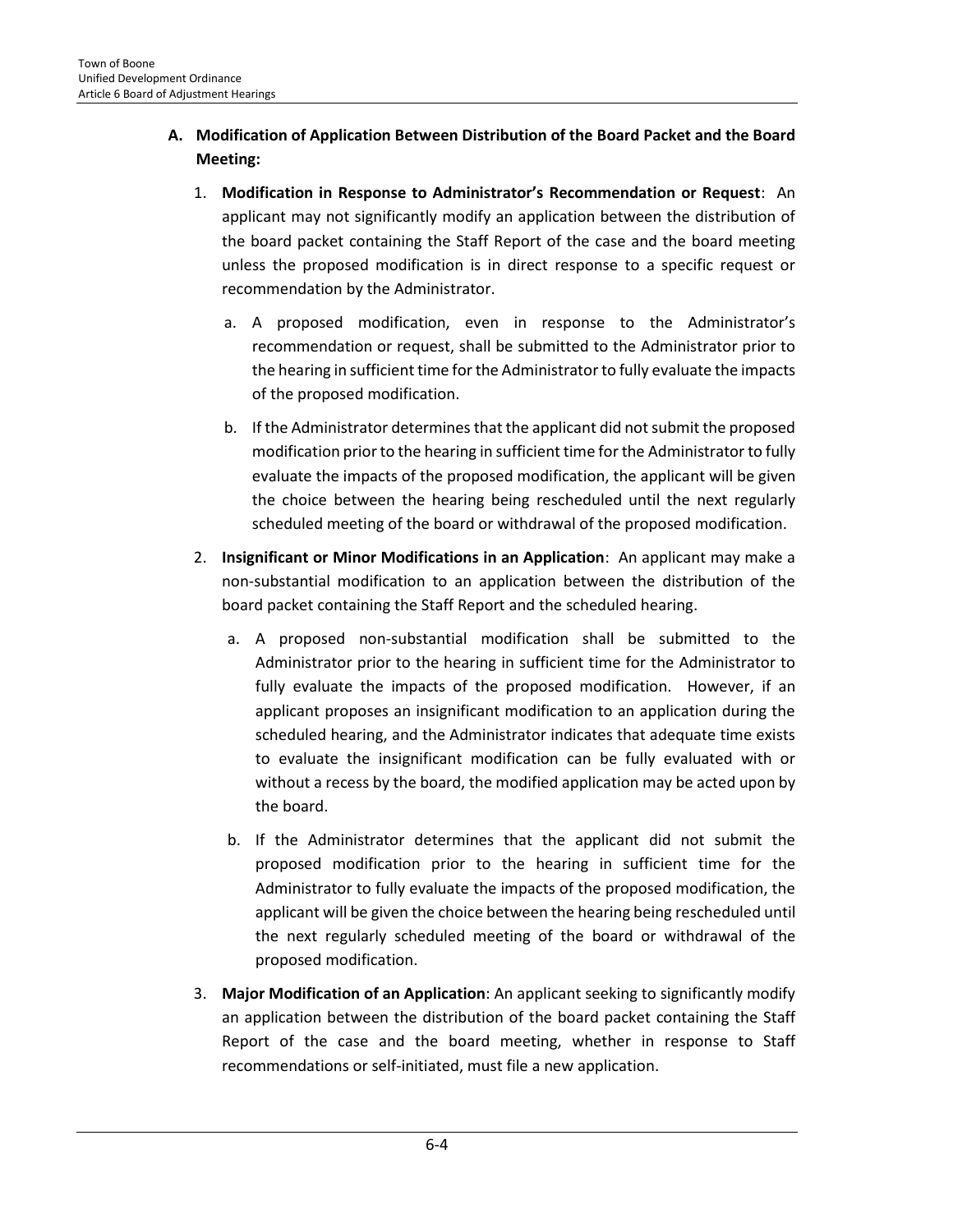**A. Modification of Application Between Distribution of the Board Packet and the Board Meeting:**

1. **Modification in Response to Administrator's Recommendation or Request**: An applicant may not significantly modify an application between the distribution of the board packet containing the Staff Report of the case and the board meeting unless the proposed modification is in direct response to a specific request or recommendation by the Administrator.

   a. A proposed modification, even in response to the Administrator's recommendation or request, shall be submitted to the Administrator prior to the hearing in sufficient time for the Administrator to fully evaluate the impacts of the proposed modification.

   b. If the Administrator determines that the applicant did not submit the proposed modification prior to the hearing in sufficient time for the Administrator to fully evaluate the impacts of the proposed modification, the applicant will be given the choice between the hearing being rescheduled until the next regularly scheduled meeting of the board or withdrawal of the proposed modification.

2. **Insignificant or Minor Modifications in an Application**: An applicant may make a non-substantial modification to an application between the distribution of the board packet containing the Staff Report and the scheduled hearing.

   a. A proposed non-substantial modification shall be submitted to the Administrator prior to the hearing in sufficient time for the Administrator to fully evaluate the impacts of the proposed modification. However, if an applicant proposes an insignificant modification to an application during the scheduled hearing, and the Administrator indicates that adequate time exists to evaluate the insignificant modification can be fully evaluated with or without a recess by the board, the modified application may be acted upon by the board.

   b. If the Administrator determines that the applicant did not submit the proposed modification prior to the hearing in sufficient time for the Administrator to fully evaluate the impacts of the proposed modification, the applicant will be given the choice between the hearing being rescheduled until the next regularly scheduled meeting of the board or withdrawal of the proposed modification.

3. **Major Modification of an Application**: An applicant seeking to significantly modify an application between the distribution of the board packet containing the Staff Report of the case and the board meeting, whether in response to Staff recommendations or self-initiated, must file a new application.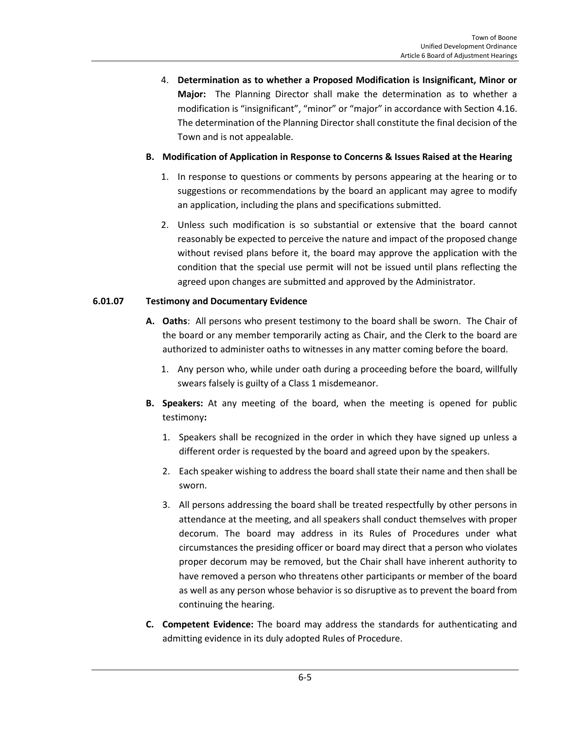4. **Determination as to whether a Proposed Modification is Insignificant, Minor or Major:** The Planning Director shall make the determination as to whether a modification is "insignificant", "minor" or "major" in accordance with Section 4.16. The determination of the Planning Director shall constitute the final decision of the Town and is not appealable.

**B. Modification of Application in Response to Concerns & Issues Raised at the Hearing**

1. In response to questions or comments by persons appearing at the hearing or to suggestions or recommendations by the board an applicant may agree to modify an application, including the plans and specifications submitted.

2. Unless such modification is so substantial or extensive that the board cannot reasonably be expected to perceive the nature and impact of the proposed change without revised plans before it, the board may approve the application with the condition that the special use permit will not be issued until plans reflecting the agreed upon changes are submitted and approved by the Administrator.

### 6.01.07 Testimony and Documentary Evidence

**A. Oaths**: All persons who present testimony to the board shall be sworn. The Chair of the board or any member temporarily acting as Chair, and the Clerk to the board are authorized to administer oaths to witnesses in any matter coming before the board.

1. Any person who, while under oath during a proceeding before the board, willfully swears falsely is guilty of a Class 1 misdemeanor.

**B. Speakers:** At any meeting of the board, when the meeting is opened for public testimony**:**

1. Speakers shall be recognized in the order in which they have signed up unless a different order is requested by the board and agreed upon by the speakers.

2. Each speaker wishing to address the board shall state their name and then shall be sworn.

3. All persons addressing the board shall be treated respectfully by other persons in attendance at the meeting, and all speakers shall conduct themselves with proper decorum. The board may address in its Rules of Procedures under what circumstances the presiding officer or board may direct that a person who violates proper decorum may be removed, but the Chair shall have inherent authority to have removed a person who threatens other participants or member of the board as well as any person whose behavior is so disruptive as to prevent the board from continuing the hearing.

**C. Competent Evidence:** The board may address the standards for authenticating and admitting evidence in its duly adopted Rules of Procedure.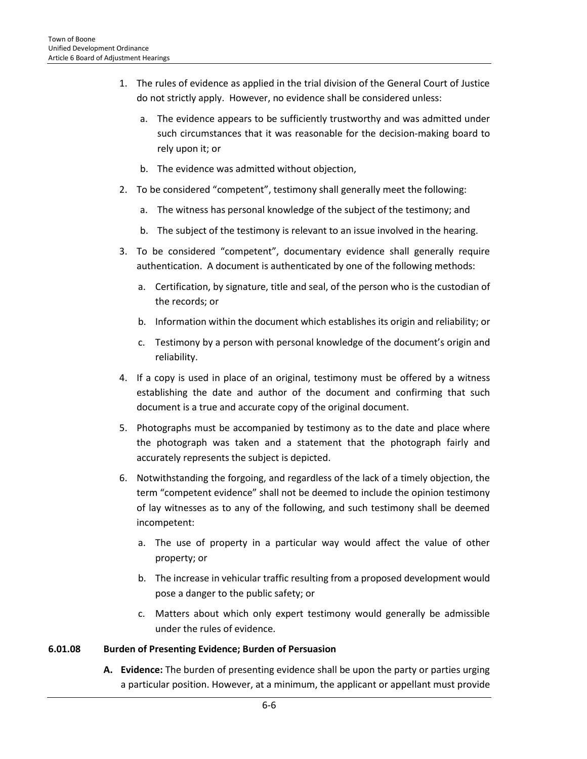1. The rules of evidence as applied in the trial division of the General Court of Justice do not strictly apply. However, no evidence shall be considered unless:

   a. The evidence appears to be sufficiently trustworthy and was admitted under such circumstances that it was reasonable for the decision-making board to rely upon it; or

   b. The evidence was admitted without objection,

2. To be considered "competent", testimony shall generally meet the following:

   a. The witness has personal knowledge of the subject of the testimony; and

   b. The subject of the testimony is relevant to an issue involved in the hearing.

3. To be considered "competent", documentary evidence shall generally require authentication. A document is authenticated by one of the following methods:

   a. Certification, by signature, title and seal, of the person who is the custodian of the records; or

   b. Information within the document which establishes its origin and reliability; or

   c. Testimony by a person with personal knowledge of the document's origin and reliability.

4. If a copy is used in place of an original, testimony must be offered by a witness establishing the date and author of the document and confirming that such document is a true and accurate copy of the original document.

5. Photographs must be accompanied by testimony as to the date and place where the photograph was taken and a statement that the photograph fairly and accurately represents the subject is depicted.

6. Notwithstanding the forgoing, and regardless of the lack of a timely objection, the term "competent evidence" shall not be deemed to include the opinion testimony of lay witnesses as to any of the following, and such testimony shall be deemed incompetent:

   a. The use of property in a particular way would affect the value of other property; or

   b. The increase in vehicular traffic resulting from a proposed development would pose a danger to the public safety; or

   c. Matters about which only expert testimony would generally be admissible under the rules of evidence.

### 6.01.08 Burden of Presenting Evidence; Burden of Persuasion

**A. Evidence:** The burden of presenting evidence shall be upon the party or parties urging a particular position. However, at a minimum, the applicant or appellant must provide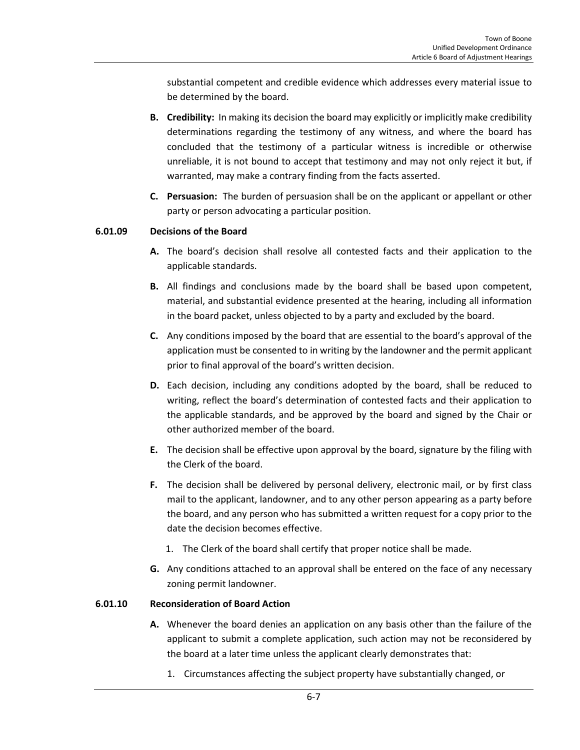substantial competent and credible evidence which addresses every material issue to be determined by the board.

**B. Credibility:** In making its decision the board may explicitly or implicitly make credibility determinations regarding the testimony of any witness, and where the board has concluded that the testimony of a particular witness is incredible or otherwise unreliable, it is not bound to accept that testimony and may not only reject it but, if warranted, may make a contrary finding from the facts asserted.

**C. Persuasion:** The burden of persuasion shall be on the applicant or appellant or other party or person advocating a particular position.

### 6.01.09 Decisions of the Board

**A.** The board's decision shall resolve all contested facts and their application to the applicable standards.

**B.** All findings and conclusions made by the board shall be based upon competent, material, and substantial evidence presented at the hearing, including all information in the board packet, unless objected to by a party and excluded by the board.

**C.** Any conditions imposed by the board that are essential to the board's approval of the application must be consented to in writing by the landowner and the permit applicant prior to final approval of the board's written decision.

**D.** Each decision, including any conditions adopted by the board, shall be reduced to writing, reflect the board's determination of contested facts and their application to the applicable standards, and be approved by the board and signed by the Chair or other authorized member of the board.

**E.** The decision shall be effective upon approval by the board, signature by the filing with the Clerk of the board.

**F.** The decision shall be delivered by personal delivery, electronic mail, or by first class mail to the applicant, landowner, and to any other person appearing as a party before the board, and any person who has submitted a written request for a copy prior to the date the decision becomes effective.

1. The Clerk of the board shall certify that proper notice shall be made.

**G.** Any conditions attached to an approval shall be entered on the face of any necessary zoning permit landowner.

### 6.01.10 Reconsideration of Board Action

**A.** Whenever the board denies an application on any basis other than the failure of the applicant to submit a complete application, such action may not be reconsidered by the board at a later time unless the applicant clearly demonstrates that:

1. Circumstances affecting the subject property have substantially changed, or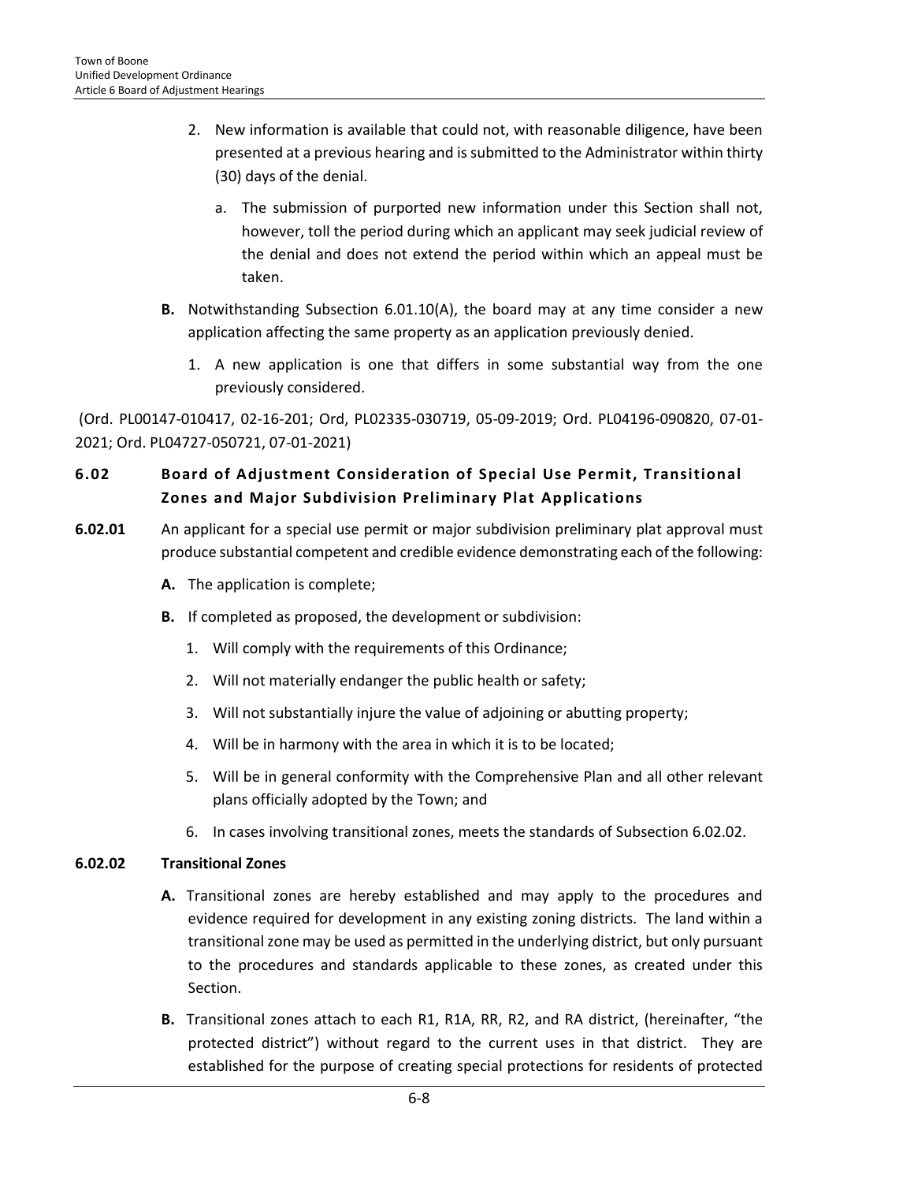2. New information is available that could not, with reasonable diligence, have been presented at a previous hearing and is submitted to the Administrator within thirty (30) days of the denial.

   a. The submission of purported new information under this Section shall not, however, toll the period during which an applicant may seek judicial review of the denial and does not extend the period within which an appeal must be taken.

**B.** Notwithstanding Subsection 6.01.10(A), the board may at any time consider a new application affecting the same property as an application previously denied.

1. A new application is one that differs in some substantial way from the one previously considered.

(Ord. PL00147-010417, 02-16-201; Ord, PL02335-030719, 05-09-2019; Ord. PL04196-090820, 07-01-2021; Ord. PL04727-050721, 07-01-2021)

## 6.02 Board of Adjustment Consideration of Special Use Permit, Transitional Zones and Major Subdivision Preliminary Plat Applications

**6.02.01** An applicant for a special use permit or major subdivision preliminary plat approval must produce substantial competent and credible evidence demonstrating each of the following:

**A.** The application is complete;

**B.** If completed as proposed, the development or subdivision:

1. Will comply with the requirements of this Ordinance;
2. Will not materially endanger the public health or safety;
3. Will not substantially injure the value of adjoining or abutting property;
4. Will be in harmony with the area in which it is to be located;
5. Will be in general conformity with the Comprehensive Plan and all other relevant plans officially adopted by the Town; and
6. In cases involving transitional zones, meets the standards of Subsection 6.02.02.

**6.02.02 Transitional Zones**

**A.** Transitional zones are hereby established and may apply to the procedures and evidence required for development in any existing zoning districts. The land within a transitional zone may be used as permitted in the underlying district, but only pursuant to the procedures and standards applicable to these zones, as created under this Section.

**B.** Transitional zones attach to each R1, R1A, RR, R2, and RA district, (hereinafter, "the protected district") without regard to the current uses in that district. They are established for the purpose of creating special protections for residents of protected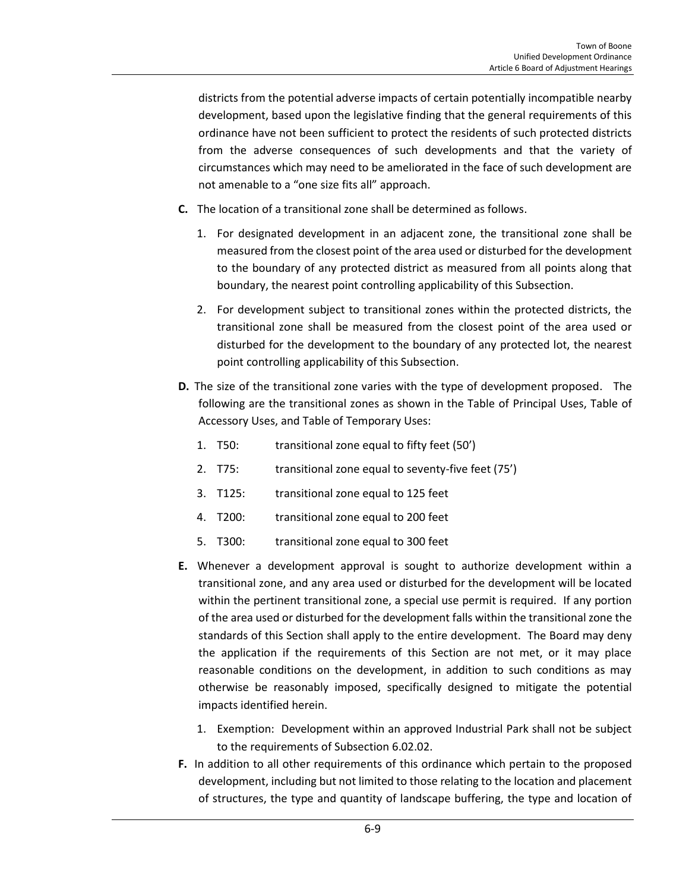districts from the potential adverse impacts of certain potentially incompatible nearby development, based upon the legislative finding that the general requirements of this ordinance have not been sufficient to protect the residents of such protected districts from the adverse consequences of such developments and that the variety of circumstances which may need to be ameliorated in the face of such development are not amenable to a "one size fits all" approach.

**C.** The location of a transitional zone shall be determined as follows.

1. For designated development in an adjacent zone, the transitional zone shall be measured from the closest point of the area used or disturbed for the development to the boundary of any protected district as measured from all points along that boundary, the nearest point controlling applicability of this Subsection.
2. For development subject to transitional zones within the protected districts, the transitional zone shall be measured from the closest point of the area used or disturbed for the development to the boundary of any protected lot, the nearest point controlling applicability of this Subsection.

**D.** The size of the transitional zone varies with the type of development proposed. The following are the transitional zones as shown in the Table of Principal Uses, Table of Accessory Uses, and Table of Temporary Uses:

1. T50: transitional zone equal to fifty feet (50')
2. T75: transitional zone equal to seventy-five feet (75')
3. T125: transitional zone equal to 125 feet
4. T200: transitional zone equal to 200 feet
5. T300: transitional zone equal to 300 feet

**E.** Whenever a development approval is sought to authorize development within a transitional zone, and any area used or disturbed for the development will be located within the pertinent transitional zone, a special use permit is required. If any portion of the area used or disturbed for the development falls within the transitional zone the standards of this Section shall apply to the entire development. The Board may deny the application if the requirements of this Section are not met, or it may place reasonable conditions on the development, in addition to such conditions as may otherwise be reasonably imposed, specifically designed to mitigate the potential impacts identified herein.

1. Exemption: Development within an approved Industrial Park shall not be subject to the requirements of Subsection 6.02.02.

**F.** In addition to all other requirements of this ordinance which pertain to the proposed development, including but not limited to those relating to the location and placement of structures, the type and quantity of landscape buffering, the type and location of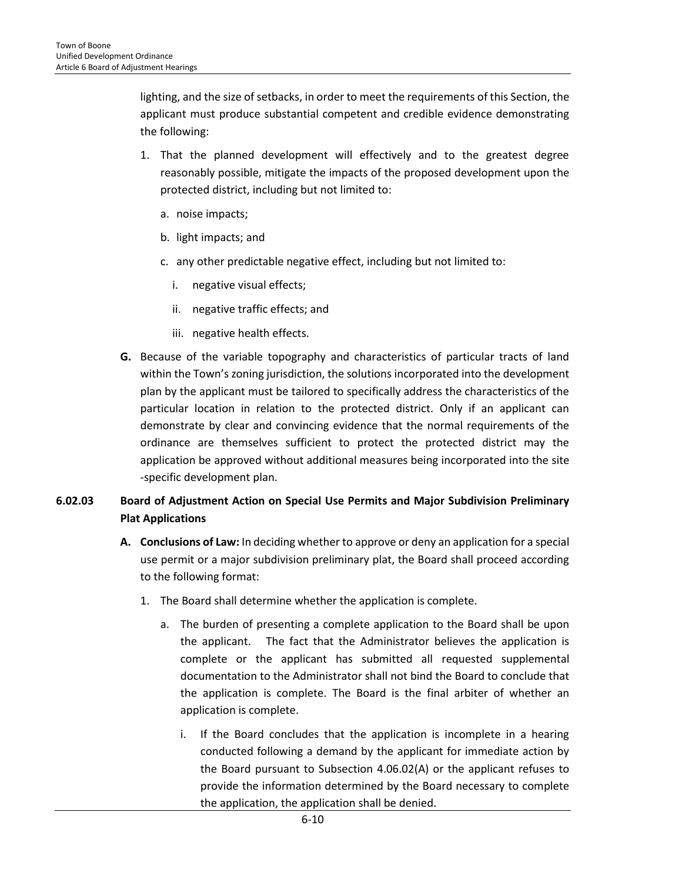lighting, and the size of setbacks, in order to meet the requirements of this Section, the applicant must produce substantial competent and credible evidence demonstrating the following:

1. That the planned development will effectively and to the greatest degree reasonably possible, mitigate the impacts of the proposed development upon the protected district, including but not limited to:

   a. noise impacts;

   b. light impacts; and

   c. any other predictable negative effect, including but not limited to:

      i. negative visual effects;

      ii. negative traffic effects; and

      iii. negative health effects.

**G.** Because of the variable topography and characteristics of particular tracts of land within the Town's zoning jurisdiction, the solutions incorporated into the development plan by the applicant must be tailored to specifically address the characteristics of the particular location in relation to the protected district. Only if an applicant can demonstrate by clear and convincing evidence that the normal requirements of the ordinance are themselves sufficient to protect the protected district may the application be approved without additional measures being incorporated into the site -specific development plan.

### 6.02.03 Board of Adjustment Action on Special Use Permits and Major Subdivision Preliminary Plat Applications

**A. Conclusions of Law:** In deciding whether to approve or deny an application for a special use permit or a major subdivision preliminary plat, the Board shall proceed according to the following format:

1. The Board shall determine whether the application is complete.

   a. The burden of presenting a complete application to the Board shall be upon the applicant. The fact that the Administrator believes the application is complete or the applicant has submitted all requested supplemental documentation to the Administrator shall not bind the Board to conclude that the application is complete. The Board is the final arbiter of whether an application is complete.

      i. If the Board concludes that the application is incomplete in a hearing conducted following a demand by the applicant for immediate action by the Board pursuant to Subsection 4.06.02(A) or the applicant refuses to provide the information determined by the Board necessary to complete the application, the application shall be denied.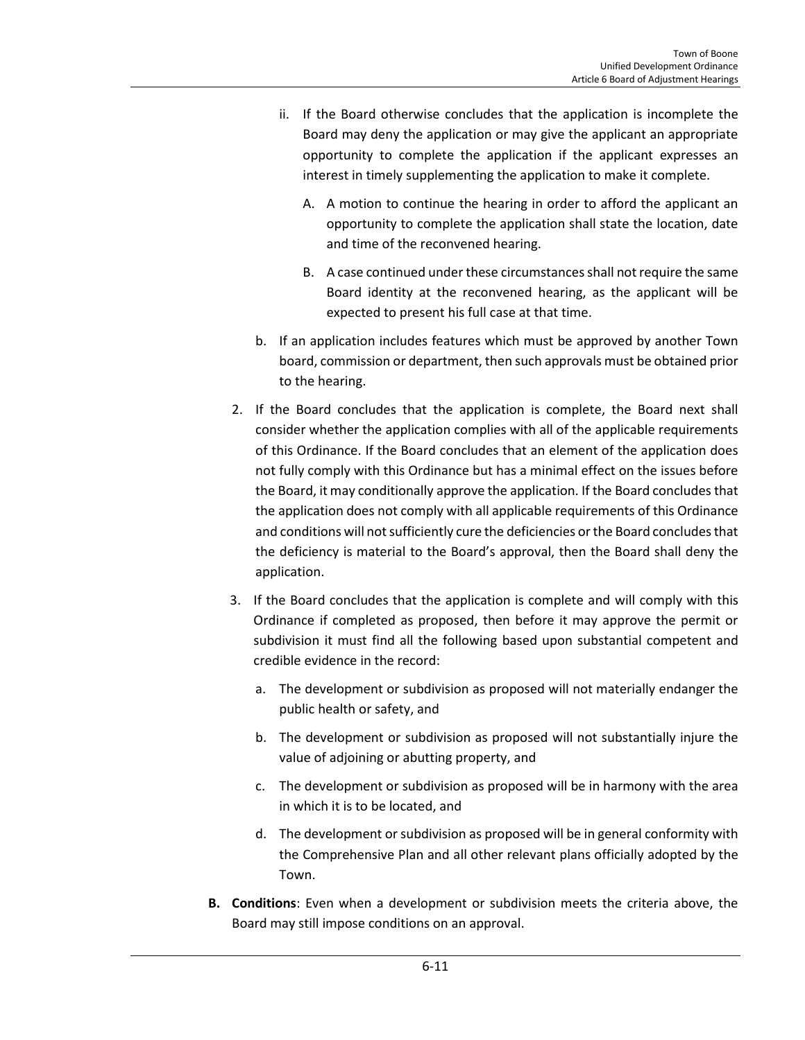ii. If the Board otherwise concludes that the application is incomplete the Board may deny the application or may give the applicant an appropriate opportunity to complete the application if the applicant expresses an interest in timely supplementing the application to make it complete.

   A. A motion to continue the hearing in order to afford the applicant an opportunity to complete the application shall state the location, date and time of the reconvened hearing.

   B. A case continued under these circumstances shall not require the same Board identity at the reconvened hearing, as the applicant will be expected to present his full case at that time.

b. If an application includes features which must be approved by another Town board, commission or department, then such approvals must be obtained prior to the hearing.

2. If the Board concludes that the application is complete, the Board next shall consider whether the application complies with all of the applicable requirements of this Ordinance. If the Board concludes that an element of the application does not fully comply with this Ordinance but has a minimal effect on the issues before the Board, it may conditionally approve the application. If the Board concludes that the application does not comply with all applicable requirements of this Ordinance and conditions will not sufficiently cure the deficiencies or the Board concludes that the deficiency is material to the Board's approval, then the Board shall deny the application.

3. If the Board concludes that the application is complete and will comply with this Ordinance if completed as proposed, then before it may approve the permit or subdivision it must find all the following based upon substantial competent and credible evidence in the record:

   a. The development or subdivision as proposed will not materially endanger the public health or safety, and

   b. The development or subdivision as proposed will not substantially injure the value of adjoining or abutting property, and

   c. The development or subdivision as proposed will be in harmony with the area in which it is to be located, and

   d. The development or subdivision as proposed will be in general conformity with the Comprehensive Plan and all other relevant plans officially adopted by the Town.

**B. Conditions**: Even when a development or subdivision meets the criteria above, the Board may still impose conditions on an approval.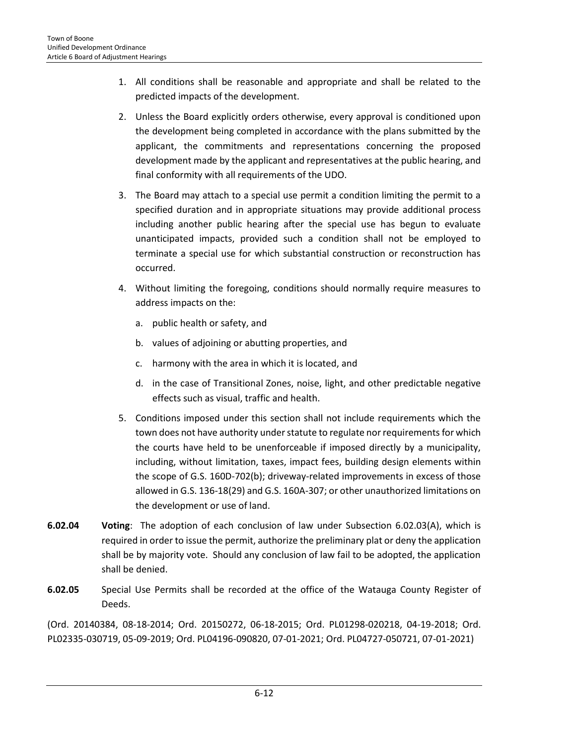1. All conditions shall be reasonable and appropriate and shall be related to the predicted impacts of the development.

2. Unless the Board explicitly orders otherwise, every approval is conditioned upon the development being completed in accordance with the plans submitted by the applicant, the commitments and representations concerning the proposed development made by the applicant and representatives at the public hearing, and final conformity with all requirements of the UDO.

3. The Board may attach to a special use permit a condition limiting the permit to a specified duration and in appropriate situations may provide additional process including another public hearing after the special use has begun to evaluate unanticipated impacts, provided such a condition shall not be employed to terminate a special use for which substantial construction or reconstruction has occurred.

4. Without limiting the foregoing, conditions should normally require measures to address impacts on the:

   a. public health or safety, and

   b. values of adjoining or abutting properties, and

   c. harmony with the area in which it is located, and

   d. in the case of Transitional Zones, noise, light, and other predictable negative effects such as visual, traffic and health.

5. Conditions imposed under this section shall not include requirements which the town does not have authority under statute to regulate nor requirements for which the courts have held to be unenforceable if imposed directly by a municipality, including, without limitation, taxes, impact fees, building design elements within the scope of G.S. 160D-702(b); driveway-related improvements in excess of those allowed in G.S. 136-18(29) and G.S. 160A-307; or other unauthorized limitations on the development or use of land.

**6.02.04** **Voting**: The adoption of each conclusion of law under Subsection 6.02.03(A), which is required in order to issue the permit, authorize the preliminary plat or deny the application shall be by majority vote. Should any conclusion of law fail to be adopted, the application shall be denied.

**6.02.05** Special Use Permits shall be recorded at the office of the Watauga County Register of Deeds.

(Ord. 20140384, 08-18-2014; Ord. 20150272, 06-18-2015; Ord. PL01298-020218, 04-19-2018; Ord. PL02335-030719, 05-09-2019; Ord. PL04196-090820, 07-01-2021; Ord. PL04727-050721, 07-01-2021)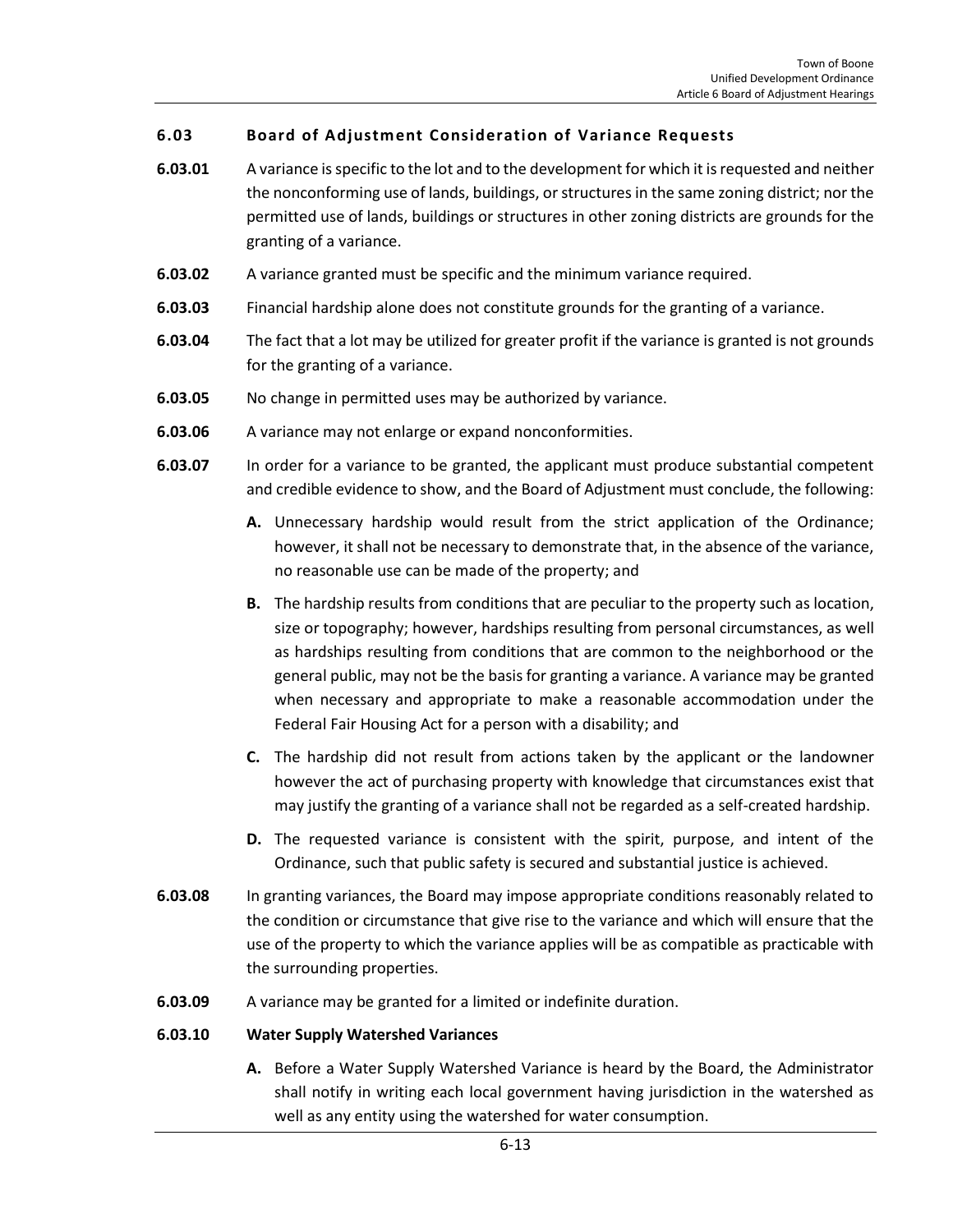## 6.03 Board of Adjustment Consideration of Variance Requests

**6.03.01** A variance is specific to the lot and to the development for which it is requested and neither the nonconforming use of lands, buildings, or structures in the same zoning district; nor the permitted use of lands, buildings or structures in other zoning districts are grounds for the granting of a variance.

**6.03.02** A variance granted must be specific and the minimum variance required.

**6.03.03** Financial hardship alone does not constitute grounds for the granting of a variance.

**6.03.04** The fact that a lot may be utilized for greater profit if the variance is granted is not grounds for the granting of a variance.

**6.03.05** No change in permitted uses may be authorized by variance.

**6.03.06** A variance may not enlarge or expand nonconformities.

**6.03.07** In order for a variance to be granted, the applicant must produce substantial competent and credible evidence to show, and the Board of Adjustment must conclude, the following:

- **A.** Unnecessary hardship would result from the strict application of the Ordinance; however, it shall not be necessary to demonstrate that, in the absence of the variance, no reasonable use can be made of the property; and
- **B.** The hardship results from conditions that are peculiar to the property such as location, size or topography; however, hardships resulting from personal circumstances, as well as hardships resulting from conditions that are common to the neighborhood or the general public, may not be the basis for granting a variance. A variance may be granted when necessary and appropriate to make a reasonable accommodation under the Federal Fair Housing Act for a person with a disability; and
- **C.** The hardship did not result from actions taken by the applicant or the landowner however the act of purchasing property with knowledge that circumstances exist that may justify the granting of a variance shall not be regarded as a self-created hardship.
- **D.** The requested variance is consistent with the spirit, purpose, and intent of the Ordinance, such that public safety is secured and substantial justice is achieved.

**6.03.08** In granting variances, the Board may impose appropriate conditions reasonably related to the condition or circumstance that give rise to the variance and which will ensure that the use of the property to which the variance applies will be as compatible as practicable with the surrounding properties.

**6.03.09** A variance may be granted for a limited or indefinite duration.

**6.03.10 Water Supply Watershed Variances**

- **A.** Before a Water Supply Watershed Variance is heard by the Board, the Administrator shall notify in writing each local government having jurisdiction in the watershed as well as any entity using the watershed for water consumption.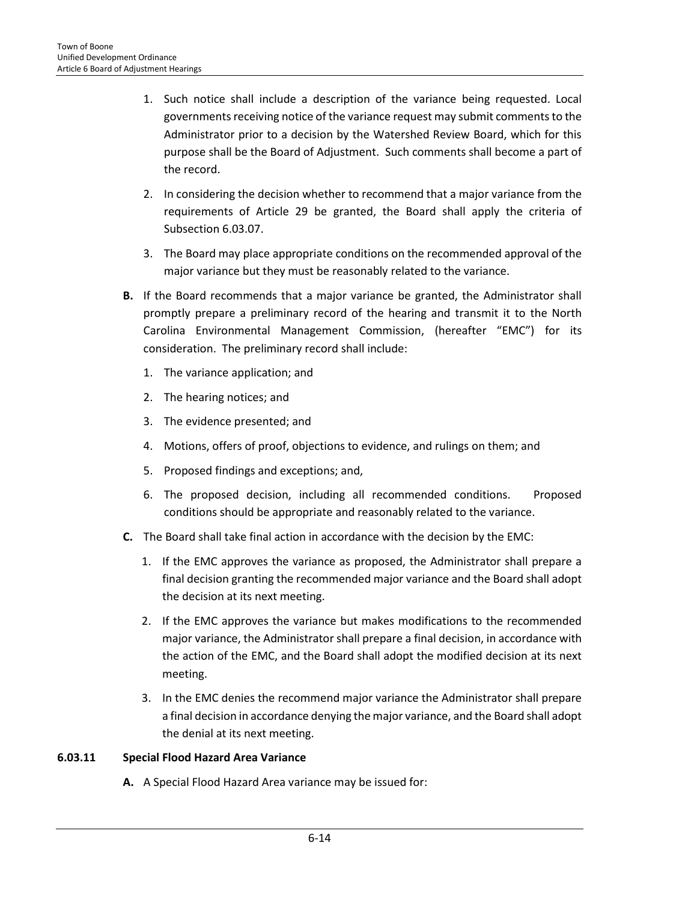1. Such notice shall include a description of the variance being requested. Local governments receiving notice of the variance request may submit comments to the Administrator prior to a decision by the Watershed Review Board, which for this purpose shall be the Board of Adjustment. Such comments shall become a part of the record.

2. In considering the decision whether to recommend that a major variance from the requirements of Article 29 be granted, the Board shall apply the criteria of Subsection 6.03.07.

3. The Board may place appropriate conditions on the recommended approval of the major variance but they must be reasonably related to the variance.

**B.** If the Board recommends that a major variance be granted, the Administrator shall promptly prepare a preliminary record of the hearing and transmit it to the North Carolina Environmental Management Commission, (hereafter "EMC") for its consideration. The preliminary record shall include:

1. The variance application; and
2. The hearing notices; and
3. The evidence presented; and
4. Motions, offers of proof, objections to evidence, and rulings on them; and
5. Proposed findings and exceptions; and,
6. The proposed decision, including all recommended conditions. Proposed conditions should be appropriate and reasonably related to the variance.

**C.** The Board shall take final action in accordance with the decision by the EMC:

1. If the EMC approves the variance as proposed, the Administrator shall prepare a final decision granting the recommended major variance and the Board shall adopt the decision at its next meeting.

2. If the EMC approves the variance but makes modifications to the recommended major variance, the Administrator shall prepare a final decision, in accordance with the action of the EMC, and the Board shall adopt the modified decision at its next meeting.

3. In the EMC denies the recommend major variance the Administrator shall prepare a final decision in accordance denying the major variance, and the Board shall adopt the denial at its next meeting.

### 6.03.11 Special Flood Hazard Area Variance

**A.** A Special Flood Hazard Area variance may be issued for: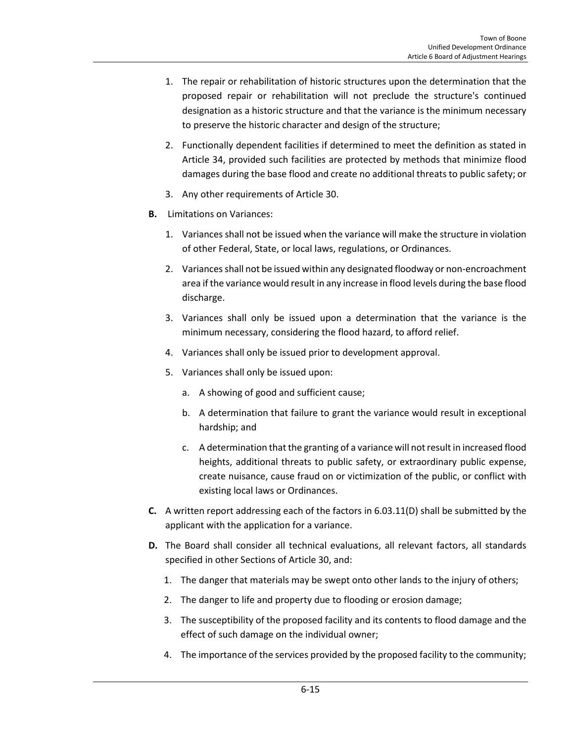1. The repair or rehabilitation of historic structures upon the determination that the proposed repair or rehabilitation will not preclude the structure's continued designation as a historic structure and that the variance is the minimum necessary to preserve the historic character and design of the structure;
2. Functionally dependent facilities if determined to meet the definition as stated in Article 34, provided such facilities are protected by methods that minimize flood damages during the base flood and create no additional threats to public safety; or
3. Any other requirements of Article 30.

**B.** Limitations on Variances:

1. Variances shall not be issued when the variance will make the structure in violation of other Federal, State, or local laws, regulations, or Ordinances.
2. Variances shall not be issued within any designated floodway or non-encroachment area if the variance would result in any increase in flood levels during the base flood discharge.
3. Variances shall only be issued upon a determination that the variance is the minimum necessary, considering the flood hazard, to afford relief.
4. Variances shall only be issued prior to development approval.
5. Variances shall only be issued upon:
   a. A showing of good and sufficient cause;
   b. A determination that failure to grant the variance would result in exceptional hardship; and
   c. A determination that the granting of a variance will not result in increased flood heights, additional threats to public safety, or extraordinary public expense, create nuisance, cause fraud on or victimization of the public, or conflict with existing local laws or Ordinances.

**C.** A written report addressing each of the factors in 6.03.11(D) shall be submitted by the applicant with the application for a variance.

**D.** The Board shall consider all technical evaluations, all relevant factors, all standards specified in other Sections of Article 30, and:

1. The danger that materials may be swept onto other lands to the injury of others;
2. The danger to life and property due to flooding or erosion damage;
3. The susceptibility of the proposed facility and its contents to flood damage and the effect of such damage on the individual owner;
4. The importance of the services provided by the proposed facility to the community;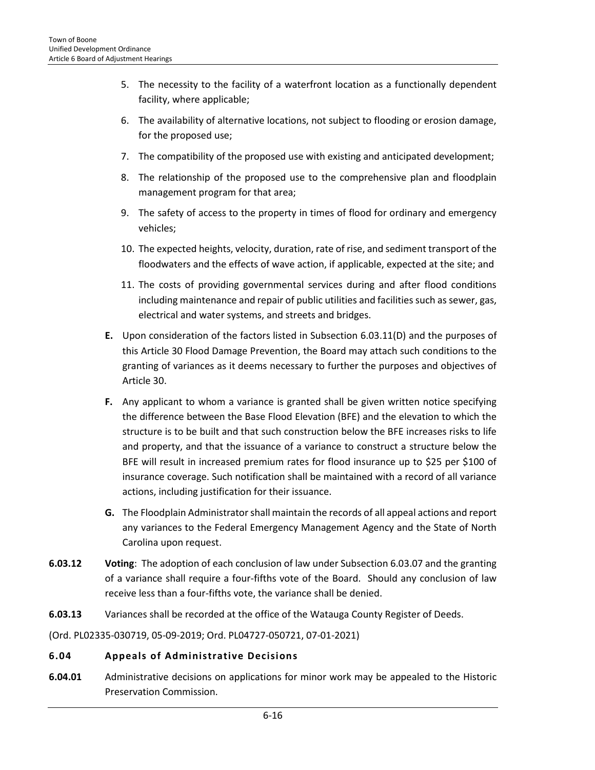5. The necessity to the facility of a waterfront location as a functionally dependent facility, where applicable;
6. The availability of alternative locations, not subject to flooding or erosion damage, for the proposed use;
7. The compatibility of the proposed use with existing and anticipated development;
8. The relationship of the proposed use to the comprehensive plan and floodplain management program for that area;
9. The safety of access to the property in times of flood for ordinary and emergency vehicles;
10. The expected heights, velocity, duration, rate of rise, and sediment transport of the floodwaters and the effects of wave action, if applicable, expected at the site; and
11. The costs of providing governmental services during and after flood conditions including maintenance and repair of public utilities and facilities such as sewer, gas, electrical and water systems, and streets and bridges.

**E.** Upon consideration of the factors listed in Subsection 6.03.11(D) and the purposes of this Article 30 Flood Damage Prevention, the Board may attach such conditions to the granting of variances as it deems necessary to further the purposes and objectives of Article 30.

**F.** Any applicant to whom a variance is granted shall be given written notice specifying the difference between the Base Flood Elevation (BFE) and the elevation to which the structure is to be built and that such construction below the BFE increases risks to life and property, and that the issuance of a variance to construct a structure below the BFE will result in increased premium rates for flood insurance up to $25 per $100 of insurance coverage. Such notification shall be maintained with a record of all variance actions, including justification for their issuance.

**G.** The Floodplain Administrator shall maintain the records of all appeal actions and report any variances to the Federal Emergency Management Agency and the State of North Carolina upon request.

**6.03.12** **Voting**: The adoption of each conclusion of law under Subsection 6.03.07 and the granting of a variance shall require a four-fifths vote of the Board. Should any conclusion of law receive less than a four-fifths vote, the variance shall be denied.

**6.03.13** Variances shall be recorded at the office of the Watauga County Register of Deeds.

(Ord. PL02335-030719, 05-09-2019; Ord. PL04727-050721, 07-01-2021)

## 6.04 Appeals of Administrative Decisions

**6.04.01** Administrative decisions on applications for minor work may be appealed to the Historic Preservation Commission.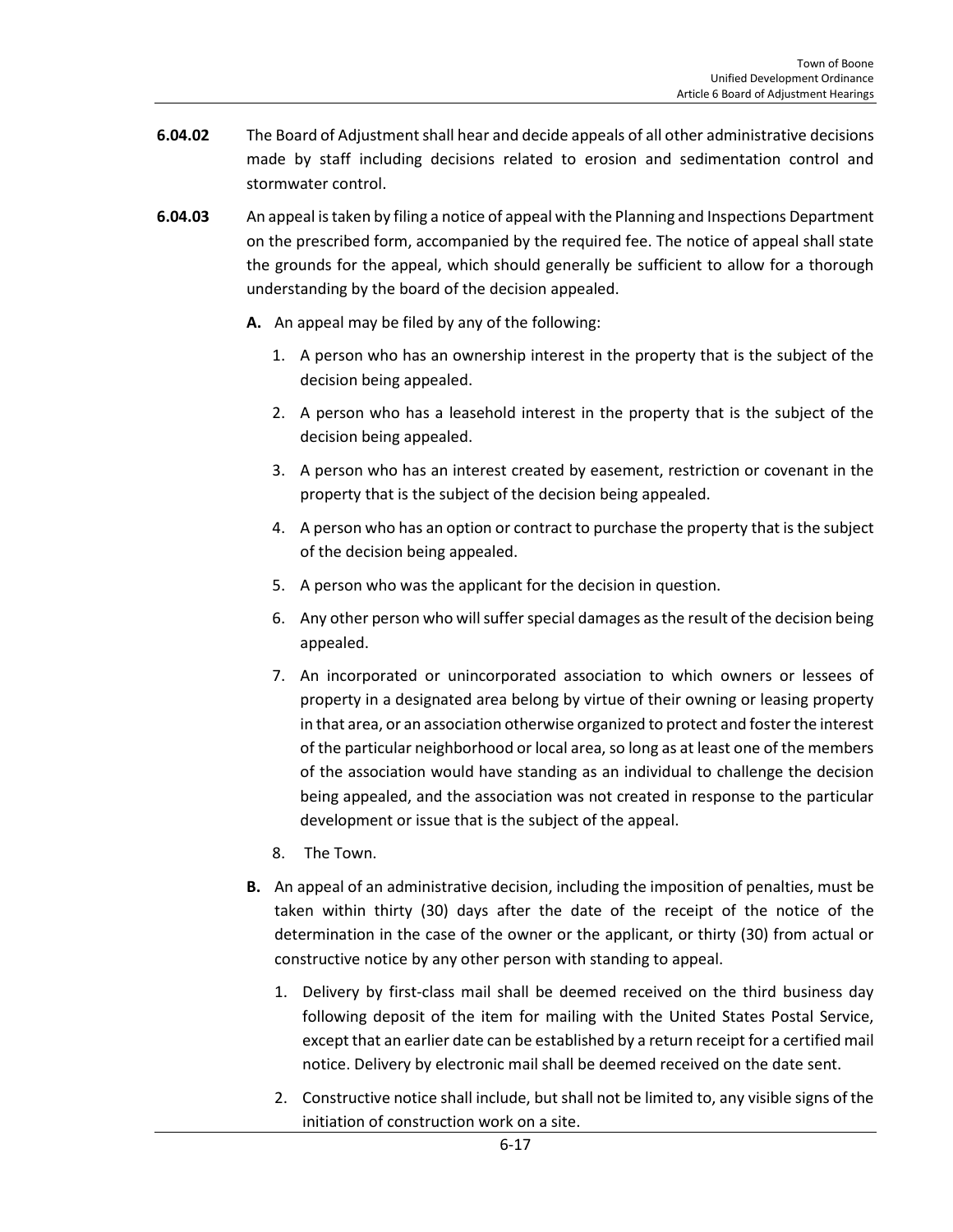**6.04.02** The Board of Adjustment shall hear and decide appeals of all other administrative decisions made by staff including decisions related to erosion and sedimentation control and stormwater control.

**6.04.03** An appeal is taken by filing a notice of appeal with the Planning and Inspections Department on the prescribed form, accompanied by the required fee. The notice of appeal shall state the grounds for the appeal, which should generally be sufficient to allow for a thorough understanding by the board of the decision appealed.

**A.** An appeal may be filed by any of the following:

1. A person who has an ownership interest in the property that is the subject of the decision being appealed.
2. A person who has a leasehold interest in the property that is the subject of the decision being appealed.
3. A person who has an interest created by easement, restriction or covenant in the property that is the subject of the decision being appealed.
4. A person who has an option or contract to purchase the property that is the subject of the decision being appealed.
5. A person who was the applicant for the decision in question.
6. Any other person who will suffer special damages as the result of the decision being appealed.
7. An incorporated or unincorporated association to which owners or lessees of property in a designated area belong by virtue of their owning or leasing property in that area, or an association otherwise organized to protect and foster the interest of the particular neighborhood or local area, so long as at least one of the members of the association would have standing as an individual to challenge the decision being appealed, and the association was not created in response to the particular development or issue that is the subject of the appeal.
8. The Town.

**B.** An appeal of an administrative decision, including the imposition of penalties, must be taken within thirty (30) days after the date of the receipt of the notice of the determination in the case of the owner or the applicant, or thirty (30) from actual or constructive notice by any other person with standing to appeal.

1. Delivery by first-class mail shall be deemed received on the third business day following deposit of the item for mailing with the United States Postal Service, except that an earlier date can be established by a return receipt for a certified mail notice. Delivery by electronic mail shall be deemed received on the date sent.
2. Constructive notice shall include, but shall not be limited to, any visible signs of the initiation of construction work on a site.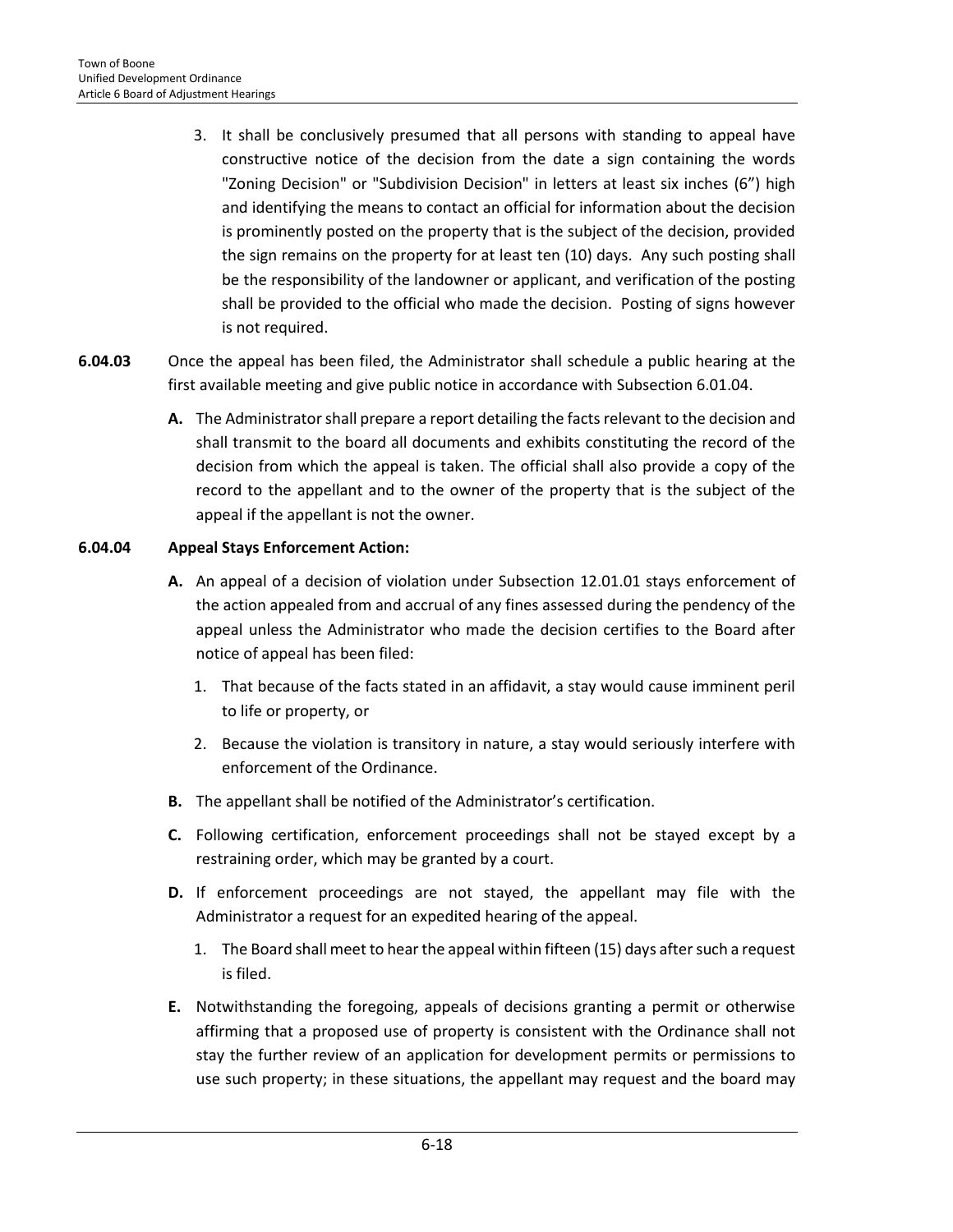3. It shall be conclusively presumed that all persons with standing to appeal have constructive notice of the decision from the date a sign containing the words "Zoning Decision" or "Subdivision Decision" in letters at least six inches (6") high and identifying the means to contact an official for information about the decision is prominently posted on the property that is the subject of the decision, provided the sign remains on the property for at least ten (10) days. Any such posting shall be the responsibility of the landowner or applicant, and verification of the posting shall be provided to the official who made the decision. Posting of signs however is not required.

**6.04.03** Once the appeal has been filed, the Administrator shall schedule a public hearing at the first available meeting and give public notice in accordance with Subsection 6.01.04.

**A.** The Administrator shall prepare a report detailing the facts relevant to the decision and shall transmit to the board all documents and exhibits constituting the record of the decision from which the appeal is taken. The official shall also provide a copy of the record to the appellant and to the owner of the property that is the subject of the appeal if the appellant is not the owner.

**6.04.04 Appeal Stays Enforcement Action:**

**A.** An appeal of a decision of violation under Subsection 12.01.01 stays enforcement of the action appealed from and accrual of any fines assessed during the pendency of the appeal unless the Administrator who made the decision certifies to the Board after notice of appeal has been filed:

1. That because of the facts stated in an affidavit, a stay would cause imminent peril to life or property, or
2. Because the violation is transitory in nature, a stay would seriously interfere with enforcement of the Ordinance.

**B.** The appellant shall be notified of the Administrator's certification.

**C.** Following certification, enforcement proceedings shall not be stayed except by a restraining order, which may be granted by a court.

**D.** If enforcement proceedings are not stayed, the appellant may file with the Administrator a request for an expedited hearing of the appeal.

1. The Board shall meet to hear the appeal within fifteen (15) days after such a request is filed.

**E.** Notwithstanding the foregoing, appeals of decisions granting a permit or otherwise affirming that a proposed use of property is consistent with the Ordinance shall not stay the further review of an application for development permits or permissions to use such property; in these situations, the appellant may request and the board may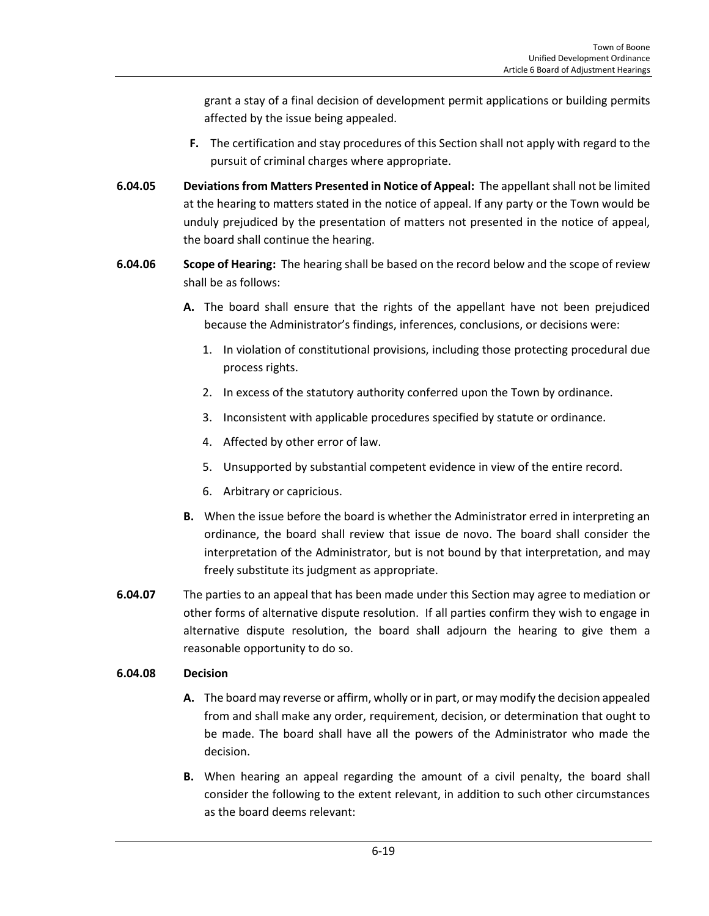grant a stay of a final decision of development permit applications or building permits affected by the issue being appealed.

**F.** The certification and stay procedures of this Section shall not apply with regard to the pursuit of criminal charges where appropriate.

**6.04.05 Deviations from Matters Presented in Notice of Appeal:** The appellant shall not be limited at the hearing to matters stated in the notice of appeal. If any party or the Town would be unduly prejudiced by the presentation of matters not presented in the notice of appeal, the board shall continue the hearing.

**6.04.06 Scope of Hearing:** The hearing shall be based on the record below and the scope of review shall be as follows:

**A.** The board shall ensure that the rights of the appellant have not been prejudiced because the Administrator's findings, inferences, conclusions, or decisions were:

1. In violation of constitutional provisions, including those protecting procedural due process rights.
2. In excess of the statutory authority conferred upon the Town by ordinance.
3. Inconsistent with applicable procedures specified by statute or ordinance.
4. Affected by other error of law.
5. Unsupported by substantial competent evidence in view of the entire record.
6. Arbitrary or capricious.

**B.** When the issue before the board is whether the Administrator erred in interpreting an ordinance, the board shall review that issue de novo. The board shall consider the interpretation of the Administrator, but is not bound by that interpretation, and may freely substitute its judgment as appropriate.

**6.04.07** The parties to an appeal that has been made under this Section may agree to mediation or other forms of alternative dispute resolution. If all parties confirm they wish to engage in alternative dispute resolution, the board shall adjourn the hearing to give them a reasonable opportunity to do so.

**6.04.08 Decision**

**A.** The board may reverse or affirm, wholly or in part, or may modify the decision appealed from and shall make any order, requirement, decision, or determination that ought to be made. The board shall have all the powers of the Administrator who made the decision.

**B.** When hearing an appeal regarding the amount of a civil penalty, the board shall consider the following to the extent relevant, in addition to such other circumstances as the board deems relevant: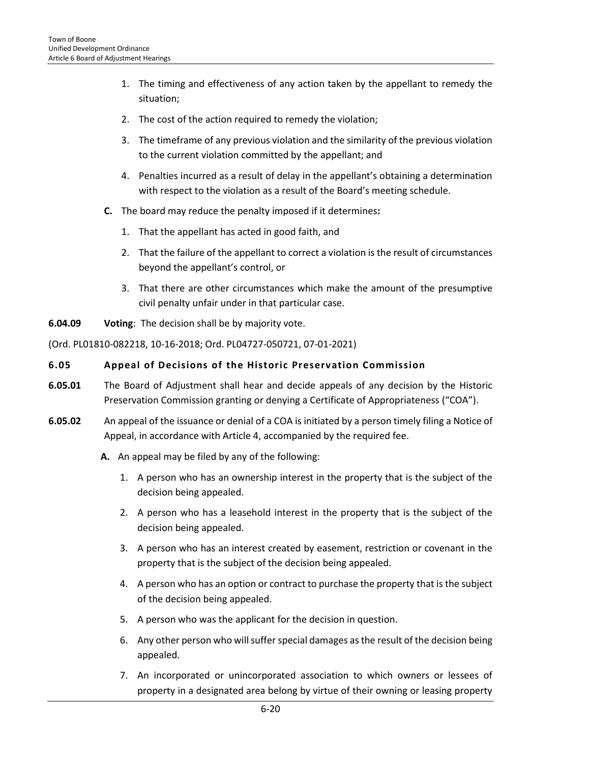1. The timing and effectiveness of any action taken by the appellant to remedy the situation;
2. The cost of the action required to remedy the violation;
3. The timeframe of any previous violation and the similarity of the previous violation to the current violation committed by the appellant; and
4. Penalties incurred as a result of delay in the appellant's obtaining a determination with respect to the violation as a result of the Board's meeting schedule.

**C.** The board may reduce the penalty imposed if it determines**:**

1. That the appellant has acted in good faith, and
2. That the failure of the appellant to correct a violation is the result of circumstances beyond the appellant's control, or
3. That there are other circumstances which make the amount of the presumptive civil penalty unfair under in that particular case.

**6.04.09** **Voting**: The decision shall be by majority vote.

(Ord. PL01810-082218, 10-16-2018; Ord. PL04727-050721, 07-01-2021)

### 6.05 Appeal of Decisions of the Historic Preservation Commission

**6.05.01** The Board of Adjustment shall hear and decide appeals of any decision by the Historic Preservation Commission granting or denying a Certificate of Appropriateness ("COA").

**6.05.02** An appeal of the issuance or denial of a COA is initiated by a person timely filing a Notice of Appeal, in accordance with Article 4, accompanied by the required fee.

**A.** An appeal may be filed by any of the following:

1. A person who has an ownership interest in the property that is the subject of the decision being appealed.
2. A person who has a leasehold interest in the property that is the subject of the decision being appealed.
3. A person who has an interest created by easement, restriction or covenant in the property that is the subject of the decision being appealed.
4. A person who has an option or contract to purchase the property that is the subject of the decision being appealed.
5. A person who was the applicant for the decision in question.
6. Any other person who will suffer special damages as the result of the decision being appealed.
7. An incorporated or unincorporated association to which owners or lessees of property in a designated area belong by virtue of their owning or leasing property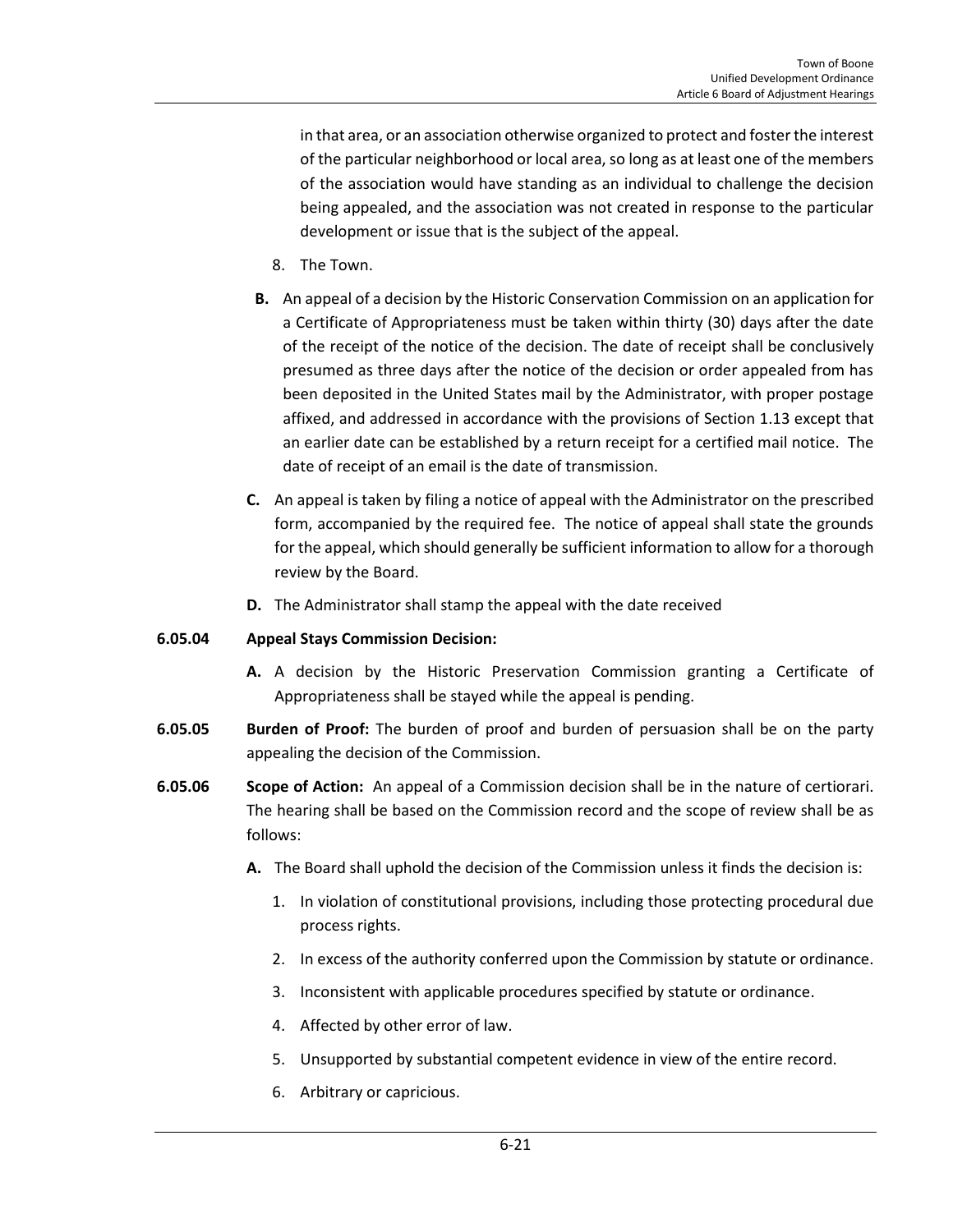in that area, or an association otherwise organized to protect and foster the interest of the particular neighborhood or local area, so long as at least one of the members of the association would have standing as an individual to challenge the decision being appealed, and the association was not created in response to the particular development or issue that is the subject of the appeal.

8. The Town.

**B.** An appeal of a decision by the Historic Conservation Commission on an application for a Certificate of Appropriateness must be taken within thirty (30) days after the date of the receipt of the notice of the decision. The date of receipt shall be conclusively presumed as three days after the notice of the decision or order appealed from has been deposited in the United States mail by the Administrator, with proper postage affixed, and addressed in accordance with the provisions of Section 1.13 except that an earlier date can be established by a return receipt for a certified mail notice. The date of receipt of an email is the date of transmission.

**C.** An appeal is taken by filing a notice of appeal with the Administrator on the prescribed form, accompanied by the required fee. The notice of appeal shall state the grounds for the appeal, which should generally be sufficient information to allow for a thorough review by the Board.

**D.** The Administrator shall stamp the appeal with the date received

**6.05.04 Appeal Stays Commission Decision:**

**A.** A decision by the Historic Preservation Commission granting a Certificate of Appropriateness shall be stayed while the appeal is pending.

**6.05.05 Burden of Proof:** The burden of proof and burden of persuasion shall be on the party appealing the decision of the Commission.

**6.05.06 Scope of Action:** An appeal of a Commission decision shall be in the nature of certiorari. The hearing shall be based on the Commission record and the scope of review shall be as follows:

**A.** The Board shall uphold the decision of the Commission unless it finds the decision is:

1. In violation of constitutional provisions, including those protecting procedural due process rights.
2. In excess of the authority conferred upon the Commission by statute or ordinance.
3. Inconsistent with applicable procedures specified by statute or ordinance.
4. Affected by other error of law.
5. Unsupported by substantial competent evidence in view of the entire record.
6. Arbitrary or capricious.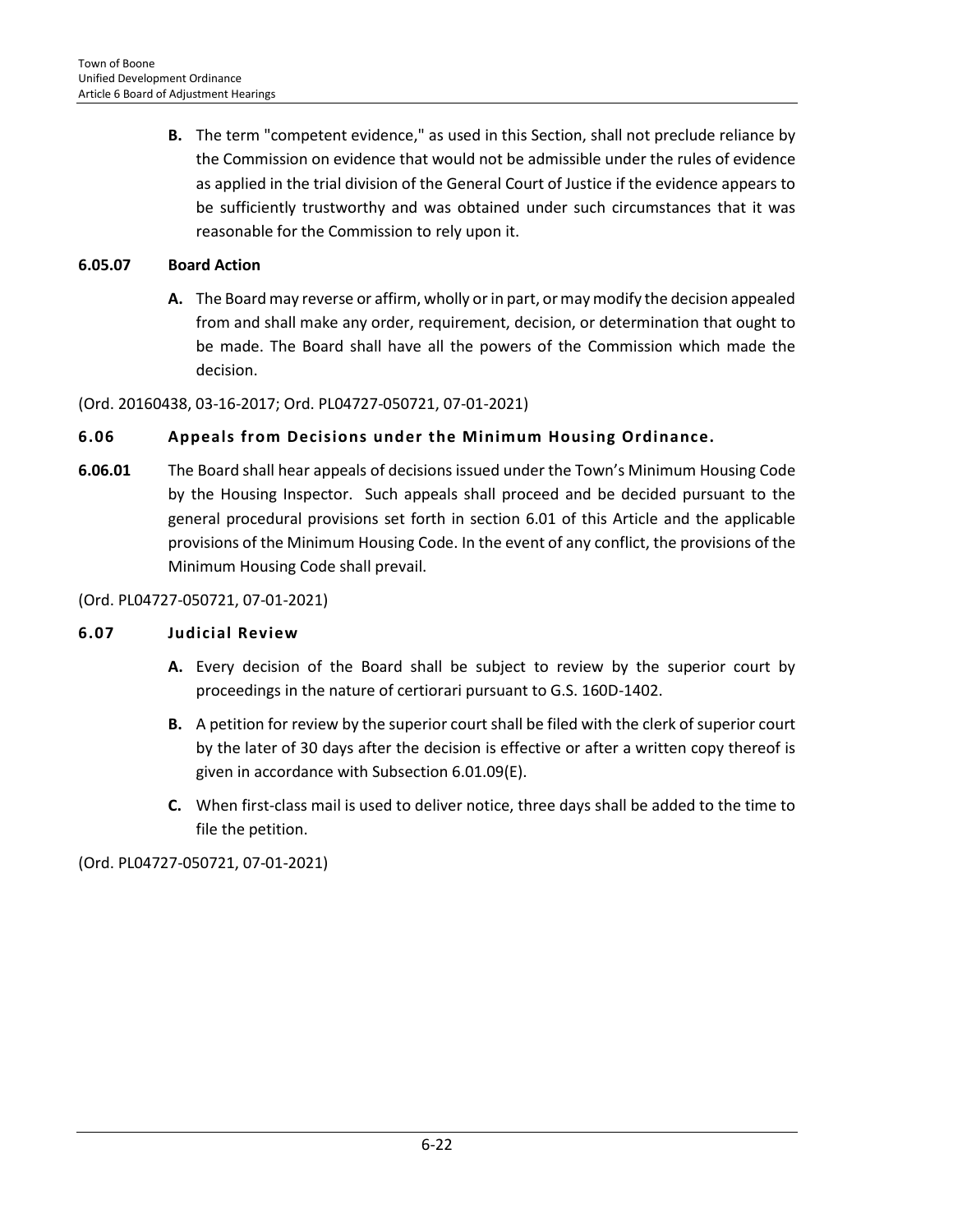**B.** The term "competent evidence," as used in this Section, shall not preclude reliance by the Commission on evidence that would not be admissible under the rules of evidence as applied in the trial division of the General Court of Justice if the evidence appears to be sufficiently trustworthy and was obtained under such circumstances that it was reasonable for the Commission to rely upon it.

### 6.05.07 Board Action

**A.** The Board may reverse or affirm, wholly or in part, or may modify the decision appealed from and shall make any order, requirement, decision, or determination that ought to be made. The Board shall have all the powers of the Commission which made the decision.

(Ord. 20160438, 03-16-2017; Ord. PL04727-050721, 07-01-2021)

## 6.06 Appeals from Decisions under the Minimum Housing Ordinance.

**6.06.01** The Board shall hear appeals of decisions issued under the Town's Minimum Housing Code by the Housing Inspector. Such appeals shall proceed and be decided pursuant to the general procedural provisions set forth in section 6.01 of this Article and the applicable provisions of the Minimum Housing Code. In the event of any conflict, the provisions of the Minimum Housing Code shall prevail.

(Ord. PL04727-050721, 07-01-2021)

## 6.07 Judicial Review

**A.** Every decision of the Board shall be subject to review by the superior court by proceedings in the nature of certiorari pursuant to G.S. 160D-1402.

**B.** A petition for review by the superior court shall be filed with the clerk of superior court by the later of 30 days after the decision is effective or after a written copy thereof is given in accordance with Subsection 6.01.09(E).

**C.** When first-class mail is used to deliver notice, three days shall be added to the time to file the petition.

(Ord. PL04727-050721, 07-01-2021)